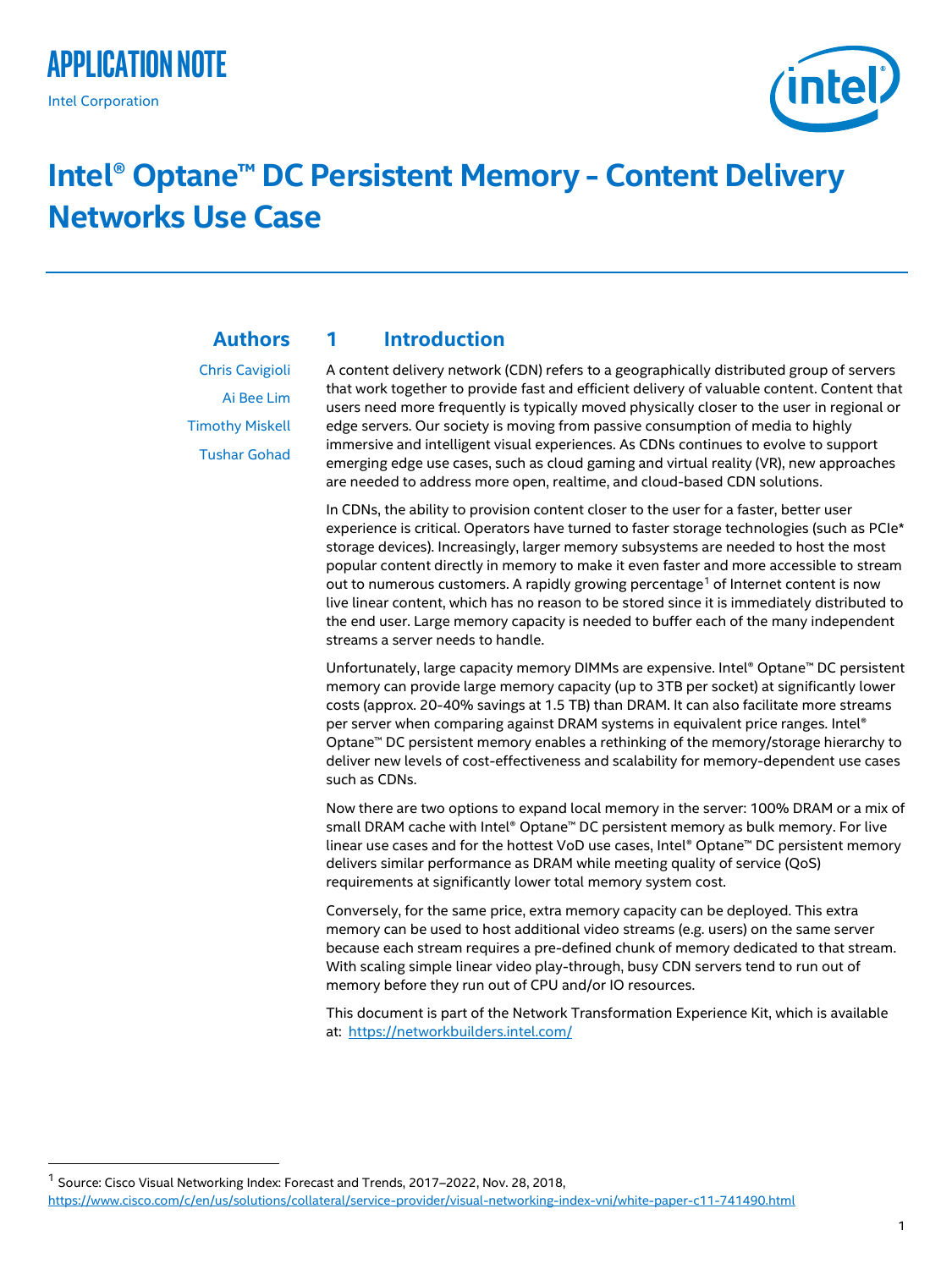APPLICATION NOTE

Intel Corporation

# Intel® Optane™ DC Persistent Memory - Content Delivery Networks Use Case

**Authors**

Chris Cavigioli

Ai Bee Lim

Timothy Miskell

Tushar Gohad

## 1 Introduction

A content delivery network (CDN) refers to a geographically distributed group of servers that work together to provide fast and efficient delivery of valuable content. Content that users need more frequently is typically moved physically closer to the user in regional or edge servers. Our society is moving from passive consumption of media to highly immersive and intelligent visual experiences. As CDNs continues to evolve to support emerging edge use cases, such as cloud gaming and virtual reality (VR), new approaches are needed to address more open, realtime, and cloud-based CDN solutions.

In CDNs, the ability to provision content closer to the user for a faster, better user experience is critical. Operators have turned to faster storage technologies (such as PCIe* storage devices). Increasingly, larger memory subsystems are needed to host the most popular content directly in memory to make it even faster and more accessible to stream out to numerous customers. A rapidly growing percentage[1] of Internet content is now live linear content, which has no reason to be stored since it is immediately distributed to the end user. Large memory capacity is needed to buffer each of the many independent streams a server needs to handle.

Unfortunately, large capacity memory DIMMs are expensive. Intel® Optane™ DC persistent memory can provide large memory capacity (up to 3TB per socket) at significantly lower costs (approx. 20-40% savings at 1.5 TB) than DRAM. It can also facilitate more streams per server when comparing against DRAM systems in equivalent price ranges. Intel® Optane™ DC persistent memory enables a rethinking of the memory/storage hierarchy to deliver new levels of cost-effectiveness and scalability for memory-dependent use cases such as CDNs.

Now there are two options to expand local memory in the server: 100% DRAM or a mix of small DRAM cache with Intel® Optane™ DC persistent memory as bulk memory. For live linear use cases and for the hottest VoD use cases, Intel® Optane™ DC persistent memory delivers similar performance as DRAM while meeting quality of service (QoS) requirements at significantly lower total memory system cost.

Conversely, for the same price, extra memory capacity can be deployed. This extra memory can be used to host additional video streams (e.g. users) on the same server because each stream requires a pre-defined chunk of memory dedicated to that stream. With scaling simple linear video play-through, busy CDN servers tend to run out of memory before they run out of CPU and/or IO resources.

This document is part of the Network Transformation Experience Kit, which is available at: https://networkbuilders.intel.com/

[1] Source: Cisco Visual Networking Index: Forecast and Trends, 2017–2022, Nov. 28, 2018, https://www.cisco.com/c/en/us/solutions/collateral/service-provider/visual-networking-index-vni/white-paper-c11-741490.html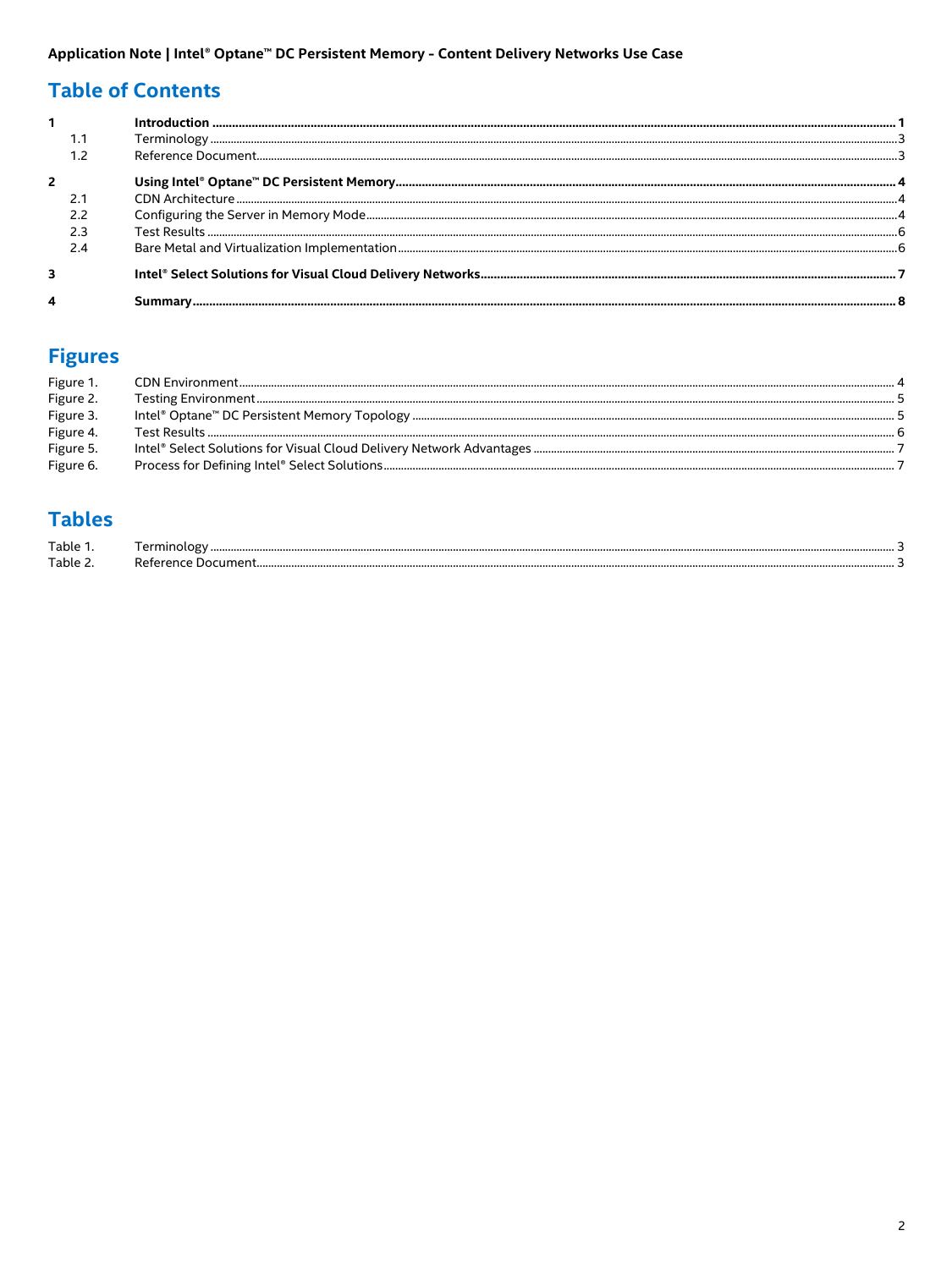## Table of Contents

| | | |
|---|---|---|
| **1** | **Introduction** | **1** |
| 1.1 | Terminology | 3 |
| 1.2 | Reference Document | 3 |
| **2** | **Using Intel® Optane™ DC Persistent Memory** | **4** |
| 2.1 | CDN Architecture | 4 |
| 2.2 | Configuring the Server in Memory Mode | 4 |
| 2.3 | Test Results | 6 |
| 2.4 | Bare Metal and Virtualization Implementation | 6 |
| **3** | **Intel® Select Solutions for Visual Cloud Delivery Networks** | **7** |
| **4** | **Summary** | **8** |

## Figures

| | | |
|---|---|---|
| Figure 1. | CDN Environment | 4 |
| Figure 2. | Testing Environment | 5 |
| Figure 3. | Intel® Optane™ DC Persistent Memory Topology | 5 |
| Figure 4. | Test Results | 6 |
| Figure 5. | Intel® Select Solutions for Visual Cloud Delivery Network Advantages | 7 |
| Figure 6. | Process for Defining Intel® Select Solutions | 7 |

## Tables

| | | |
|---|---|---|
| Table 1. | Terminology | 3 |
| Table 2. | Reference Document | 3 |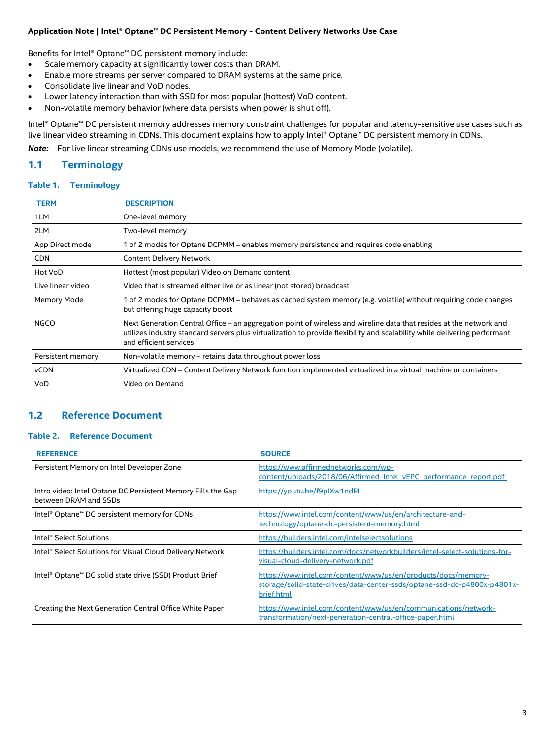Benefits for Intel® Optane™ DC persistent memory include:

- Scale memory capacity at significantly lower costs than DRAM.
- Enable more streams per server compared to DRAM systems at the same price.
- Consolidate live linear and VoD nodes.
- Lower latency interaction than with SSD for most popular (hottest) VoD content.
- Non-volatile memory behavior (where data persists when power is shut off).

Intel® Optane™ DC persistent memory addresses memory constraint challenges for popular and latency-sensitive use cases such as live linear video streaming in CDNs. This document explains how to apply Intel® Optane™ DC persistent memory in CDNs.

***Note:*** For live linear streaming CDNs use models, we recommend the use of Memory Mode (volatile).

## 1.1 Terminology

**Table 1. Terminology**

| TERM | DESCRIPTION |
|---|---|
| 1LM | One-level memory |
| 2LM | Two-level memory |
| App Direct mode | 1 of 2 modes for Optane DCPMM – enables memory persistence and requires code enabling |
| CDN | Content Delivery Network |
| Hot VoD | Hottest (most popular) Video on Demand content |
| Live linear video | Video that is streamed either live or as linear (not stored) broadcast |
| Memory Mode | 1 of 2 modes for Optane DCPMM – behaves as cached system memory (e.g. volatile) without requiring code changes but offering huge capacity boost |
| NGCO | Next Generation Central Office – an aggregation point of wireless and wireline data that resides at the network and utilizes industry standard servers plus virtualization to provide flexibility and scalability while delivering performant and efficient services |
| Persistent memory | Non-volatile memory – retains data throughout power loss |
| vCDN | Virtualized CDN – Content Delivery Network function implemented virtualized in a virtual machine or containers |
| VoD | Video on Demand |

## 1.2 Reference Document

**Table 2. Reference Document**

| REFERENCE | SOURCE |
|---|---|
| Persistent Memory on Intel Developer Zone | https://www.affirmednetworks.com/wp-content/uploads/2018/06/Affirmed_Intel_vEPC_performance_report.pdf |
| Intro video: Intel Optane DC Persistent Memory Fills the Gap between DRAM and SSDs | https://youtu.be/f9pIXw1ndRI |
| Intel® Optane™ DC persistent memory for CDNs | https://www.intel.com/content/www/us/en/architecture-and-technology/optane-dc-persistent-memory.html |
| Intel® Select Solutions | https://builders.intel.com/intelselectsolutions |
| Intel® Select Solutions for Visual Cloud Delivery Network | https://builders.intel.com/docs/networkbuilders/intel-select-solutions-for-visual-cloud-delivery-network.pdf |
| Intel® Optane™ DC solid state drive (SSD) Product Brief | https://www.intel.com/content/www/us/en/products/docs/memory-storage/solid-state-drives/data-center-ssds/optane-ssd-dc-p4800x-p4801x-brief.html |
| Creating the Next Generation Central Office White Paper | https://www.intel.com/content/www/us/en/communications/network-transformation/next-generation-central-office-paper.html |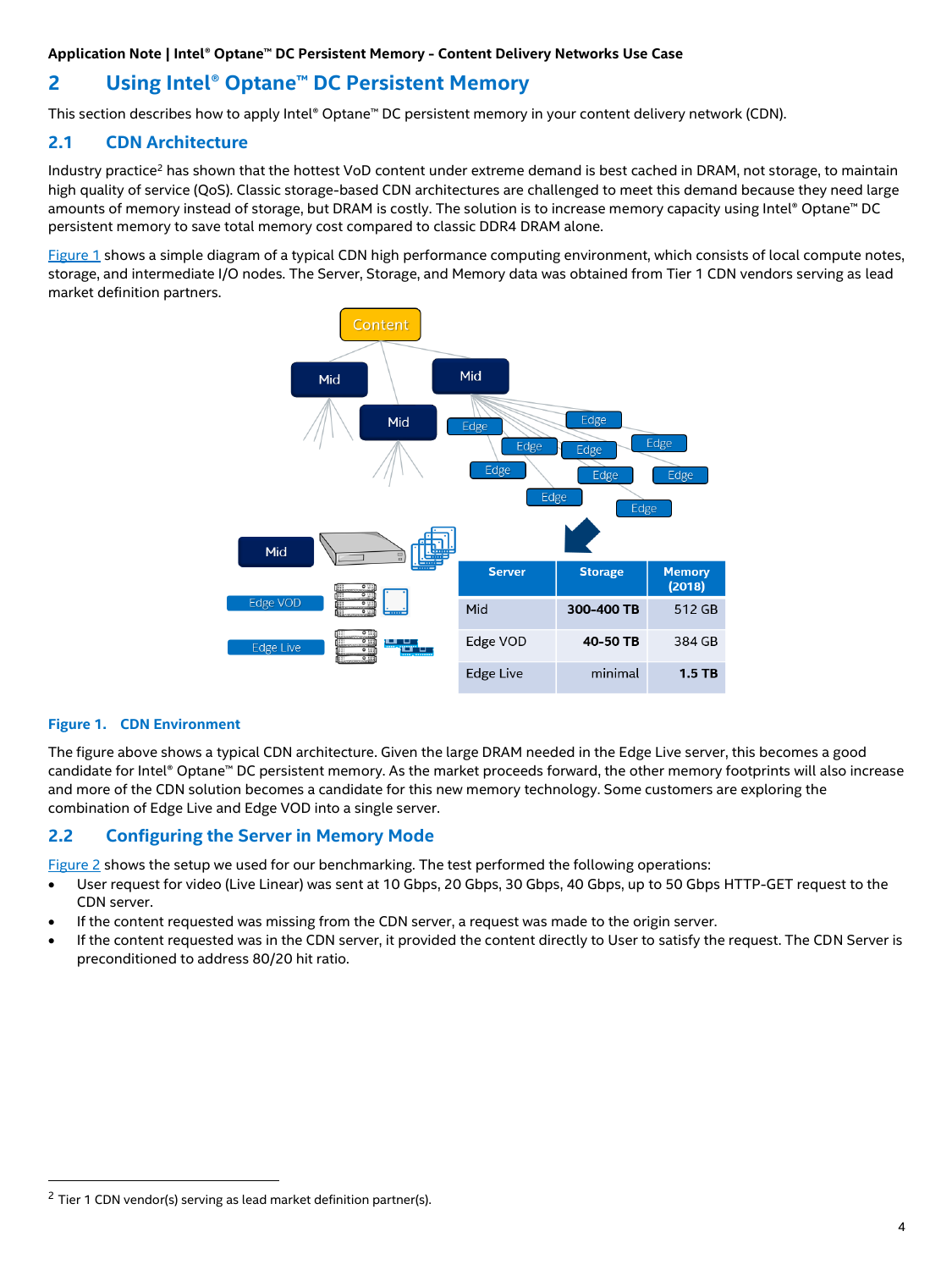## 2 Using Intel® Optane™ DC Persistent Memory

This section describes how to apply Intel® Optane™ DC persistent memory in your content delivery network (CDN).

### 2.1 CDN Architecture

Industry practice[2] has shown that the hottest VoD content under extreme demand is best cached in DRAM, not storage, to maintain high quality of service (QoS). Classic storage-based CDN architectures are challenged to meet this demand because they need large amounts of memory instead of storage, but DRAM is costly. The solution is to increase memory capacity using Intel® Optane™ DC persistent memory to save total memory cost compared to classic DDR4 DRAM alone.

Figure 1 shows a simple diagram of a typical CDN high performance computing environment, which consists of local compute notes, storage, and intermediate I/O nodes. The Server, Storage, and Memory data was obtained from Tier 1 CDN vendors serving as lead market definition partners.

| Server | Storage | Memory (2018) |
|---|---|---|
| Mid | 300-400 TB | 512 GB |
| Edge VOD | 40-50 TB | 384 GB |
| Edge Live | minimal | 1.5 TB |

**Figure 1. CDN Environment**

The figure above shows a typical CDN architecture. Given the large DRAM needed in the Edge Live server, this becomes a good candidate for Intel® Optane™ DC persistent memory. As the market proceeds forward, the other memory footprints will also increase and more of the CDN solution becomes a candidate for this new memory technology. Some customers are exploring the combination of Edge Live and Edge VOD into a single server.

### 2.2 Configuring the Server in Memory Mode

Figure 2 shows the setup we used for our benchmarking. The test performed the following operations:

- User request for video (Live Linear) was sent at 10 Gbps, 20 Gbps, 30 Gbps, 40 Gbps, up to 50 Gbps HTTP-GET request to the CDN server.
- If the content requested was missing from the CDN server, a request was made to the origin server.
- If the content requested was in the CDN server, it provided the content directly to User to satisfy the request. The CDN Server is preconditioned to address 80/20 hit ratio.

[2] Tier 1 CDN vendor(s) serving as lead market definition partner(s).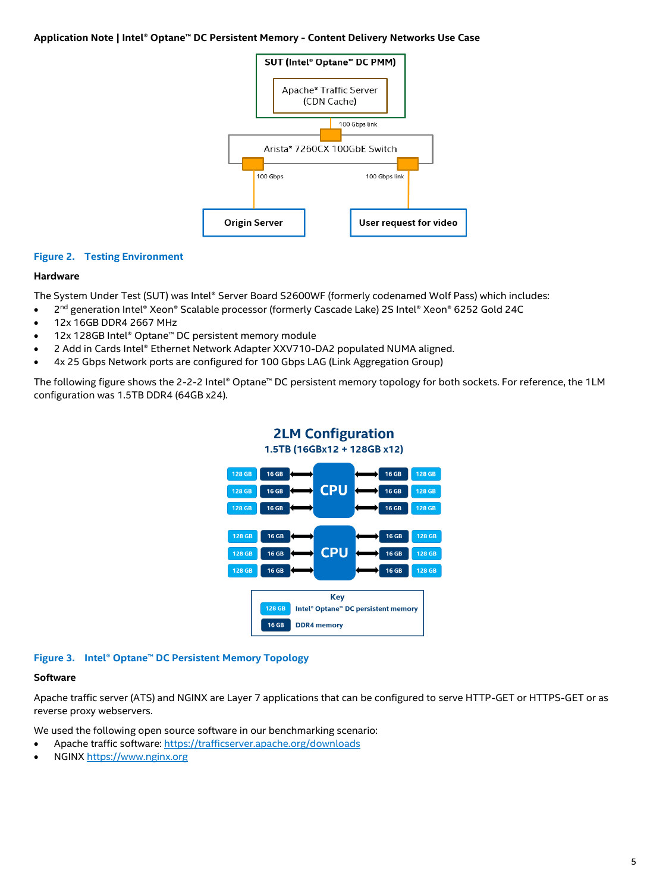Figure 2. Testing Environment

### Hardware

The System Under Test (SUT) was Intel® Server Board S2600WF (formerly codenamed Wolf Pass) which includes:

- 2nd generation Intel® Xeon® Scalable processor (formerly Cascade Lake) 2S Intel® Xeon® 6252 Gold 24C
- 12x 16GB DDR4 2667 MHz
- 12x 128GB Intel® Optane™ DC persistent memory module
- 2 Add in Cards Intel® Ethernet Network Adapter XXV710-DA2 populated NUMA aligned.
- 4x 25 Gbps Network ports are configured for 100 Gbps LAG (Link Aggregation Group)

The following figure shows the 2-2-2 Intel® Optane™ DC persistent memory topology for both sockets. For reference, the 1LM configuration was 1.5TB DDR4 (64GB x24).

Figure 3. Intel® Optane™ DC Persistent Memory Topology

### Software

Apache traffic server (ATS) and NGINX are Layer 7 applications that can be configured to serve HTTP-GET or HTTPS-GET or as reverse proxy webservers.

We used the following open source software in our benchmarking scenario:

- Apache traffic software: https://trafficserver.apache.org/downloads
- NGINX https://www.nginx.org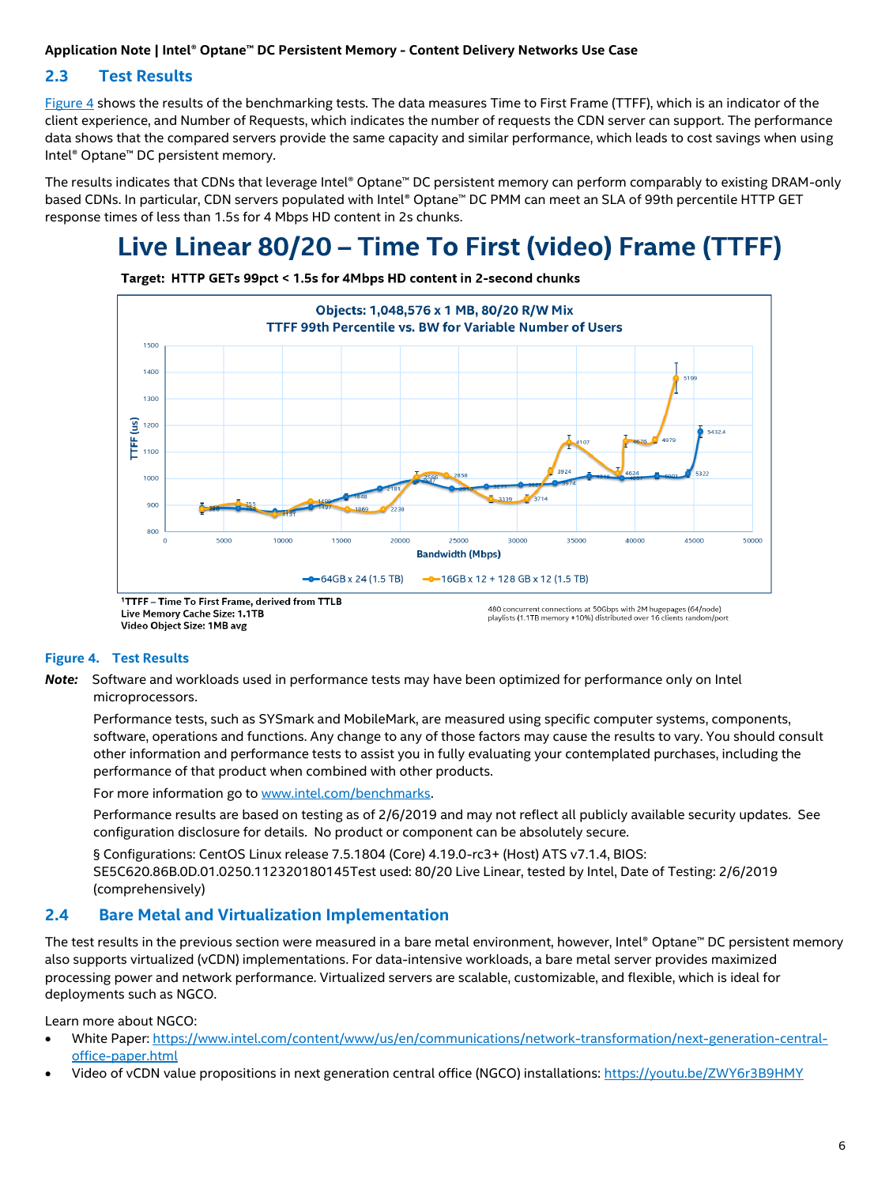## 2.3 Test Results

Figure 4 shows the results of the benchmarking tests. The data measures Time to First Frame (TTFF), which is an indicator of the client experience, and Number of Requests, which indicates the number of requests the CDN server can support. The performance data shows that the compared servers provide the same capacity and similar performance, which leads to cost savings when using Intel® Optane™ DC persistent memory.

The results indicates that CDNs that leverage Intel® Optane™ DC persistent memory can perform comparably to existing DRAM-only based CDNs. In particular, CDN servers populated with Intel® Optane™ DC PMM can meet an SLA of 99th percentile HTTP GET response times of less than 1.5s for 4 Mbps HD content in 2s chunks.

# Live Linear 80/20 – Time To First (video) Frame (TTFF)

**Target: HTTP GETs 99pct < 1.5s for 4Mbps HD content in 2-second chunks**

**Objects: 1,048,576 x 1 MB, 80/20 R/W Mix**
**TTFF 99th Percentile vs. BW for Variable Number of Users**

[Chart: TTFF (us) vs. Bandwidth (Mbps); series: 64GB x 24 (1.5 TB) and 16GB x 12 + 128 GB x 12 (1.5 TB)]

[1]**TTFF – Time To First Frame, derived from TTLB**
**Live Memory Cache Size: 1.1TB**
**Video Object Size: 1MB avg**

480 concurrent connections at 50Gbps with 2M hugepages (64/node) playlists (1.1TB memory +10%) distributed over 16 clients random/port

**Figure 4. Test Results**

***Note:*** Software and workloads used in performance tests may have been optimized for performance only on Intel microprocessors.

Performance tests, such as SYSmark and MobileMark, are measured using specific computer systems, components, software, operations and functions. Any change to any of those factors may cause the results to vary. You should consult other information and performance tests to assist you in fully evaluating your contemplated purchases, including the performance of that product when combined with other products.

For more information go to www.intel.com/benchmarks.

Performance results are based on testing as of 2/6/2019 and may not reflect all publicly available security updates. See configuration disclosure for details. No product or component can be absolutely secure.

§ Configurations: CentOS Linux release 7.5.1804 (Core) 4.19.0-rc3+ (Host) ATS v7.1.4, BIOS: SE5C620.86B.0D.01.0250.112320180145Test used: 80/20 Live Linear, tested by Intel, Date of Testing: 2/6/2019 (comprehensively)

## 2.4 Bare Metal and Virtualization Implementation

The test results in the previous section were measured in a bare metal environment, however, Intel® Optane™ DC persistent memory also supports virtualized (vCDN) implementations. For data-intensive workloads, a bare metal server provides maximized processing power and network performance. Virtualized servers are scalable, customizable, and flexible, which is ideal for deployments such as NGCO.

Learn more about NGCO:

- White Paper: https://www.intel.com/content/www/us/en/communications/network-transformation/next-generation-central-office-paper.html
- Video of vCDN value propositions in next generation central office (NGCO) installations: https://youtu.be/ZWY6r3B9HMY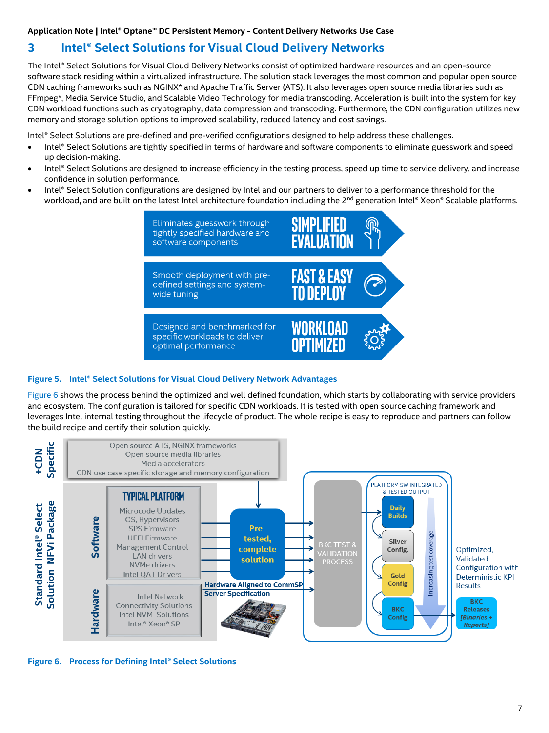# 3 Intel® Select Solutions for Visual Cloud Delivery Networks

The Intel® Select Solutions for Visual Cloud Delivery Networks consist of optimized hardware resources and an open-source software stack residing within a virtualized infrastructure. The solution stack leverages the most common and popular open source CDN caching frameworks such as NGINX* and Apache Traffic Server (ATS). It also leverages open source media libraries such as FFmpeg*, Media Service Studio, and Scalable Video Technology for media transcoding. Acceleration is built into the system for key CDN workload functions such as cryptography, data compression and transcoding. Furthermore, the CDN configuration utilizes new memory and storage solution options to improved scalability, reduced latency and cost savings.

Intel® Select Solutions are pre-defined and pre-verified configurations designed to help address these challenges.

- Intel® Select Solutions are tightly specified in terms of hardware and software components to eliminate guesswork and speed up decision-making.
- Intel® Select Solutions are designed to increase efficiency in the testing process, speed up time to service delivery, and increase confidence in solution performance.
- Intel® Select Solution configurations are designed by Intel and our partners to deliver to a performance threshold for the workload, and are built on the latest Intel architecture foundation including the 2nd generation Intel® Xeon® Scalable platforms.

| | |
|---|---|
| Eliminates guesswork through tightly specified hardware and software components | SIMPLIFIED EVALUATION |
| Smooth deployment with pre-defined settings and system-wide tuning | FAST & EASY TO DEPLOY |
| Designed and benchmarked for specific workloads to deliver optimal performance | WORKLOAD OPTIMIZED |

**Figure 5. Intel® Select Solutions for Visual Cloud Delivery Network Advantages**

Figure 6 shows the process behind the optimized and well defined foundation, which starts by collaborating with service providers and ecosystem. The configuration is tailored for specific CDN workloads. It is tested with open source caching framework and leverages Intel internal testing throughout the lifecycle of product. The whole recipe is easy to reproduce and partners can follow the build recipe and certify their solution quickly.

**Figure 6. Process for Defining Intel® Select Solutions**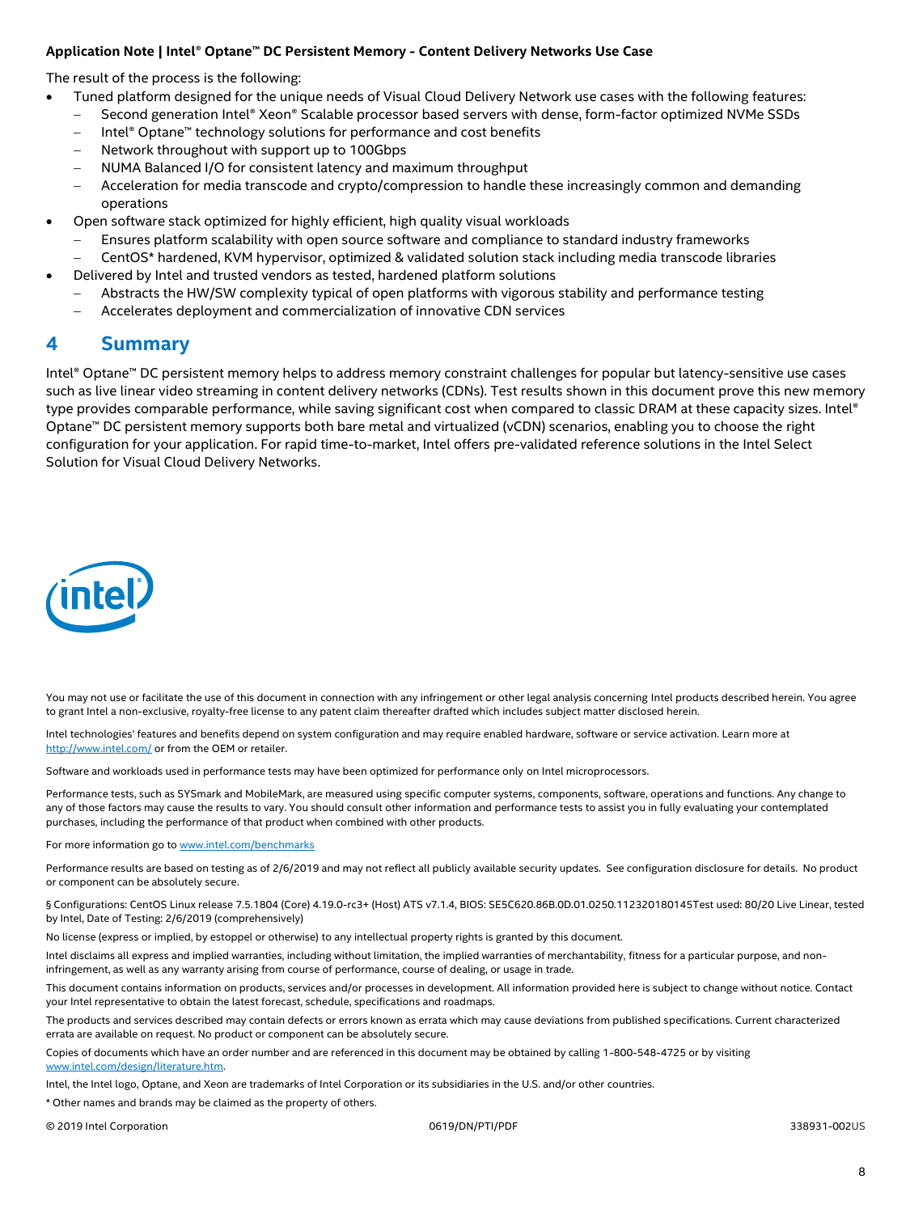The result of the process is the following:

- Tuned platform designed for the unique needs of Visual Cloud Delivery Network use cases with the following features:
  - Second generation Intel® Xeon® Scalable processor based servers with dense, form-factor optimized NVMe SSDs
  - Intel® Optane™ technology solutions for performance and cost benefits
  - Network throughout with support up to 100Gbps
  - NUMA Balanced I/O for consistent latency and maximum throughput
  - Acceleration for media transcode and crypto/compression to handle these increasingly common and demanding operations
- Open software stack optimized for highly efficient, high quality visual workloads
  - Ensures platform scalability with open source software and compliance to standard industry frameworks
  - CentOS* hardened, KVM hypervisor, optimized & validated solution stack including media transcode libraries
- Delivered by Intel and trusted vendors as tested, hardened platform solutions
  - Abstracts the HW/SW complexity typical of open platforms with vigorous stability and performance testing
  - Accelerates deployment and commercialization of innovative CDN services

# 4 Summary

Intel® Optane™ DC persistent memory helps to address memory constraint challenges for popular but latency-sensitive use cases such as live linear video streaming in content delivery networks (CDNs). Test results shown in this document prove this new memory type provides comparable performance, while saving significant cost when compared to classic DRAM at these capacity sizes. Intel® Optane™ DC persistent memory supports both bare metal and virtualized (vCDN) scenarios, enabling you to choose the right configuration for your application. For rapid time-to-market, Intel offers pre-validated reference solutions in the Intel Select Solution for Visual Cloud Delivery Networks.

You may not use or facilitate the use of this document in connection with any infringement or other legal analysis concerning Intel products described herein. You agree to grant Intel a non-exclusive, royalty-free license to any patent claim thereafter drafted which includes subject matter disclosed herein.

Intel technologies' features and benefits depend on system configuration and may require enabled hardware, software or service activation. Learn more at http://www.intel.com/ or from the OEM or retailer.

Software and workloads used in performance tests may have been optimized for performance only on Intel microprocessors.

Performance tests, such as SYSmark and MobileMark, are measured using specific computer systems, components, software, operations and functions. Any change to any of those factors may cause the results to vary. You should consult other information and performance tests to assist you in fully evaluating your contemplated purchases, including the performance of that product when combined with other products.

For more information go to www.intel.com/benchmarks

Performance results are based on testing as of 2/6/2019 and may not reflect all publicly available security updates. See configuration disclosure for details. No product or component can be absolutely secure.

§ Configurations: CentOS Linux release 7.5.1804 (Core) 4.19.0-rc3+ (Host) ATS v7.1.4, BIOS: SE5C620.86B.0D.01.0250.112320180145Test used: 80/20 Live Linear, tested by Intel, Date of Testing: 2/6/2019 (comprehensively)

No license (express or implied, by estoppel or otherwise) to any intellectual property rights is granted by this document.

Intel disclaims all express and implied warranties, including without limitation, the implied warranties of merchantability, fitness for a particular purpose, and non-infringement, as well as any warranty arising from course of performance, course of dealing, or usage in trade.

This document contains information on products, services and/or processes in development. All information provided here is subject to change without notice. Contact your Intel representative to obtain the latest forecast, schedule, specifications and roadmaps.

The products and services described may contain defects or errors known as errata which may cause deviations from published specifications. Current characterized errata are available on request. No product or component can be absolutely secure.

Copies of documents which have an order number and are referenced in this document may be obtained by calling 1-800-548-4725 or by visiting www.intel.com/design/literature.htm.

Intel, the Intel logo, Optane, and Xeon are trademarks of Intel Corporation or its subsidiaries in the U.S. and/or other countries.

* Other names and brands may be claimed as the property of others.

© 2019 Intel Corporation 0619/DN/PTI/PDF 338931-002US